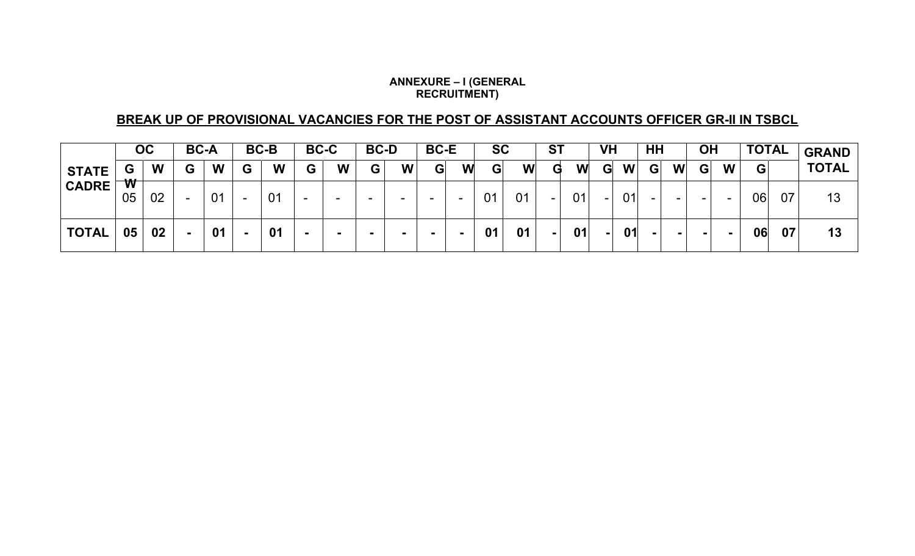**ANNEXURE – I (GENERAL RECRUITMENT)**

## BREAK UP OF PROVISIONAL VACANCIES FOR THE POST OF ASSISTANT ACCOUNTS OFFICER GR-II IN TSBCL

| | OC | | BC-A | | BC-B | | BC-C | | BC-D | | BC-E | | SC | | ST | | VH | | HH | | OH | | TOTAL | | GRAND TOTAL |
|---|---|---|---|---|---|---|---|---|---|---|---|---|---|---|---|---|---|---|---|---|---|---|---|---|---|
| **STATE CADRE** | **G** | **W** | **G** | **W** | **G** | **W** | **G** | **W** | **G** | **W** | **G** | **W** | **G** | **W** | **G** | **W** | **G** | **W** | **G** | **W** | **G** | **W** | **G** | | |
| | 05 | 02 | - | 01 | - | 01 | - | - | - | - | - | - | 01 | 01 | - | 01 | - | 01 | - | - | - | - | 06 | 07 | 13 |
| **TOTAL** | **05** | **02** | **-** | **01** | **-** | **01** | **-** | **-** | **-** | **-** | **-** | **-** | **01** | **01** | **-** | **01** | **-** | **01** | **-** | **-** | **-** | **-** | **06** | **07** | **13** |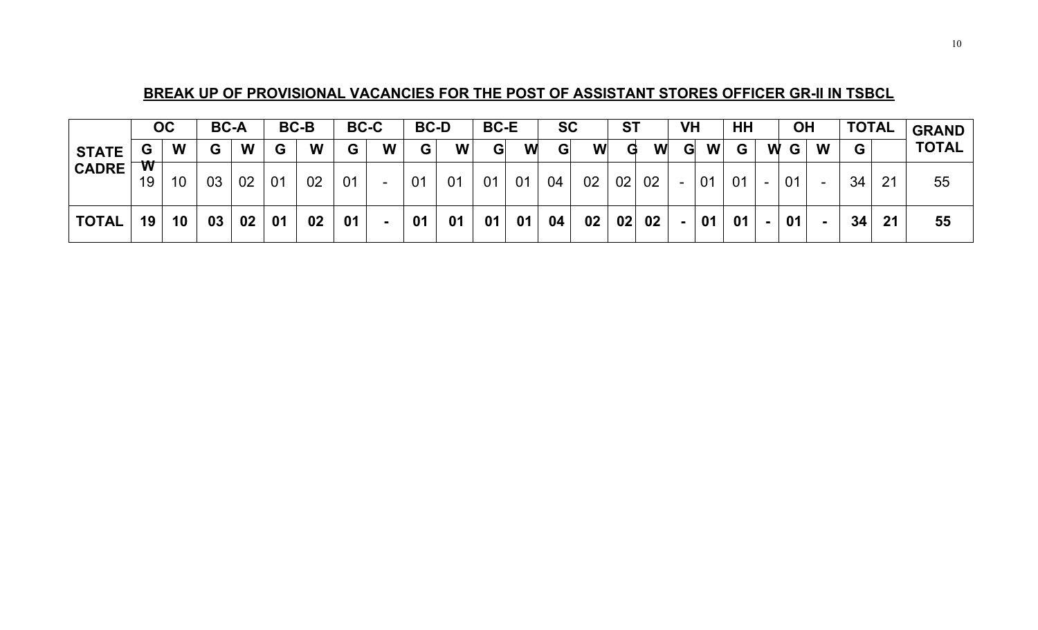## BREAK UP OF PROVISIONAL VACANCIES FOR THE POST OF ASSISTANT STORES OFFICER GR-II IN TSBCL

| | OC | | BC-A | | BC-B | | BC-C | | BC-D | | BC-E | | SC | | ST | | VH | | HH | | OH | | TOTAL | | GRAND TOTAL |
|---|---|---|---|---|---|---|---|---|---|---|---|---|---|---|---|---|---|---|---|---|---|---|---|---|---|
| | G | W | G | W | G | W | G | W | G | W | G | W | G | W | G | W | G | W | G | W | G | W | G | W | |
| STATE CADRE | 19 | 10 | 03 | 02 | 01 | 02 | 01 | - | 01 | 01 | 01 | 01 | 04 | 02 | 02 | 02 | - | 01 | 01 | - | 01 | - | 34 | 21 | 55 |
| **TOTAL** | **19** | **10** | **03** | **02** | **01** | **02** | **01** | **-** | **01** | **01** | **01** | **01** | **04** | **02** | **02** | **02** | **-** | **01** | **01** | **-** | **01** | **-** | **34** | **21** | **55** |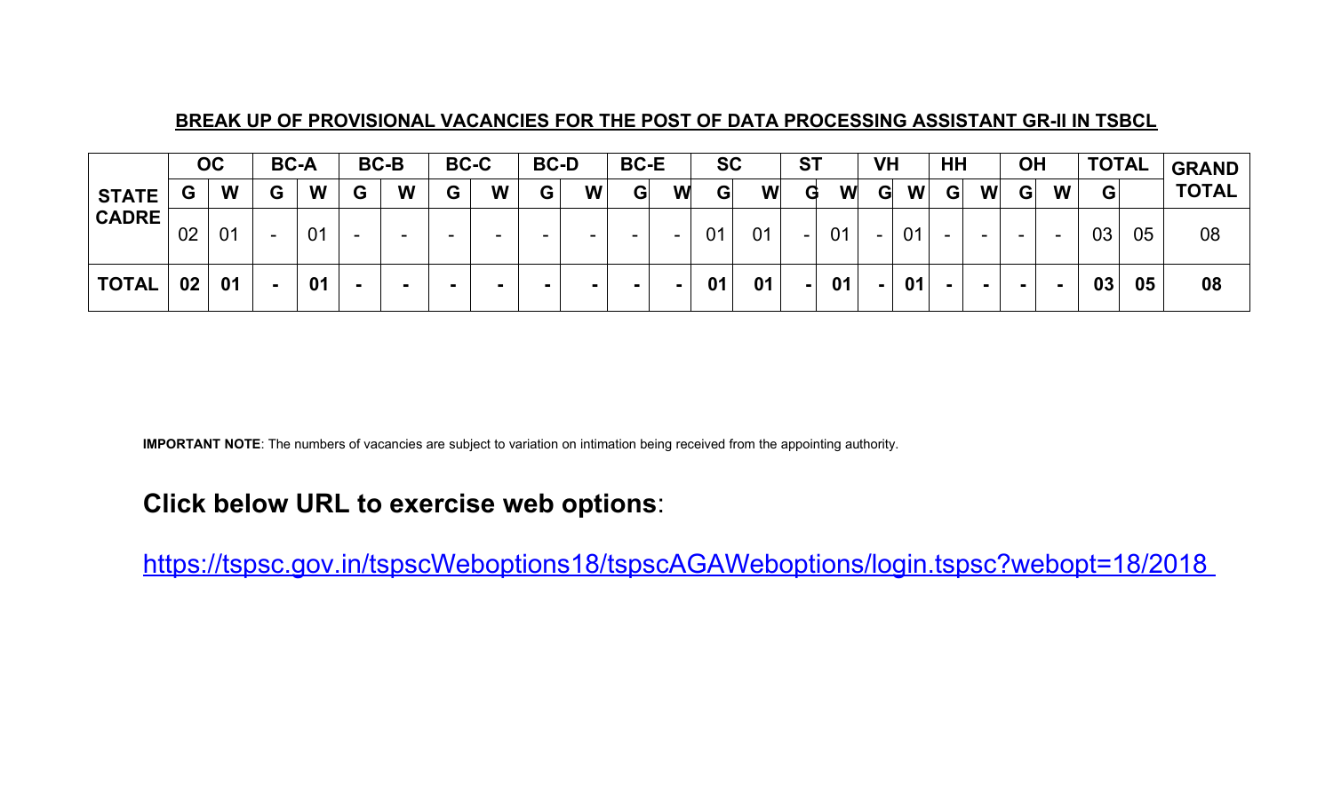**BREAK UP OF PROVISIONAL VACANCIES FOR THE POST OF DATA PROCESSING ASSISTANT GR-II IN TSBCL**

| | OC | | BC-A | | BC-B | | BC-C | | BC-D | | BC-E | | SC | | ST | | VH | | HH | | OH | | TOTAL | | GRAND TOTAL |
|---|---|---|---|---|---|---|---|---|---|---|---|---|---|---|---|---|---|---|---|---|---|---|---|---|---|
| | G | W | G | W | G | W | G | W | G | W | G | W | G | W | G | W | G | W | G | W | G | W | G | | |
| STATE CADRE | 02 | 01 | - | 01 | - | - | - | - | - | - | - | - | 01 | 01 | - | 01 | - | 01 | - | - | - | - | 03 | 05 | 08 |
| **TOTAL** | **02** | **01** | **-** | **01** | **-** | **-** | **-** | **-** | **-** | **-** | **-** | **-** | **01** | **01** | **-** | **01** | **-** | **01** | **-** | **-** | **-** | **-** | **03** | **05** | **08** |

**IMPORTANT NOTE**: The numbers of vacancies are subject to variation on intimation being received from the appointing authority.

## **Click below URL to exercise web options**:

https://tspsc.gov.in/tspscWeboptions18/tspscAGAWeboptions/login.tspsc?webopt=18/2018